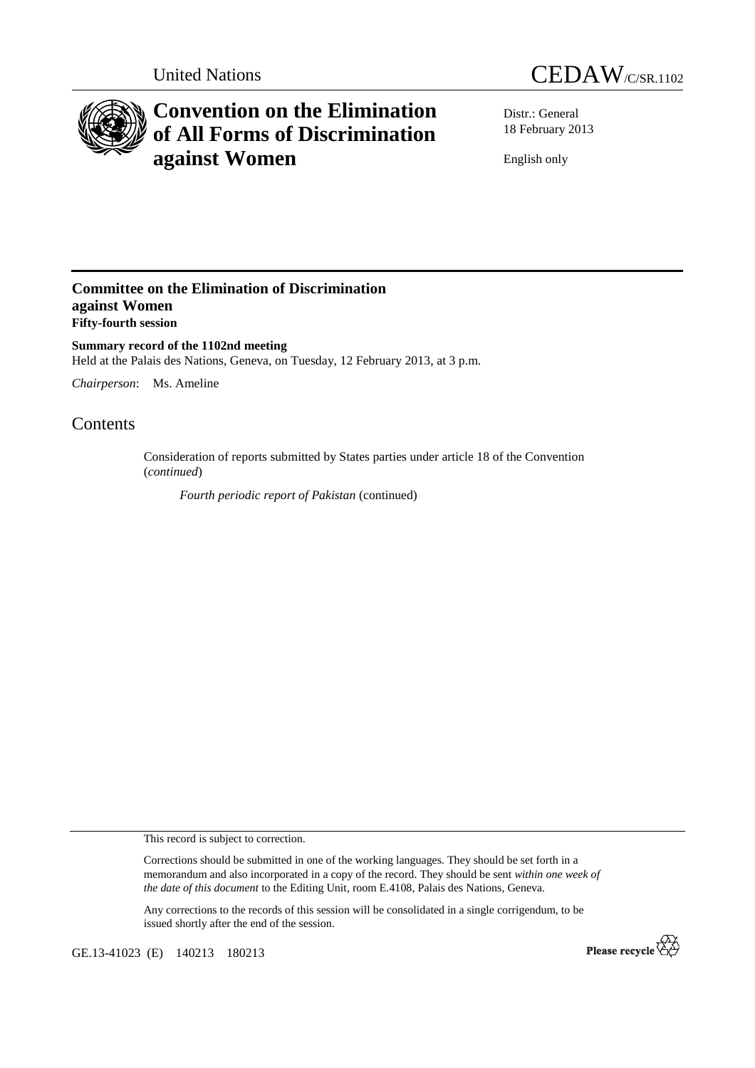United Nations

CEDAW/C/SR.1102

# Convention on the Elimination of All Forms of Discrimination against Women

Distr.: General
18 February 2013

English only

## Committee on the Elimination of Discrimination against Women
**Fifty-fourth session**

**Summary record of the 1102nd meeting**
Held at the Palais des Nations, Geneva, on Tuesday, 12 February 2013, at 3 p.m.

*Chairperson*: Ms. Ameline

# Contents

Consideration of reports submitted by States parties under article 18 of the Convention (*continued*)

*Fourth periodic report of Pakistan* (continued)

This record is subject to correction.

Corrections should be submitted in one of the working languages. They should be set forth in a memorandum and also incorporated in a copy of the record. They should be sent *within one week of the date of this document* to the Editing Unit, room E.4108, Palais des Nations, Geneva.

Any corrections to the records of this session will be consolidated in a single corrigendum, to be issued shortly after the end of the session.

GE.13-41023 (E) 140213 180213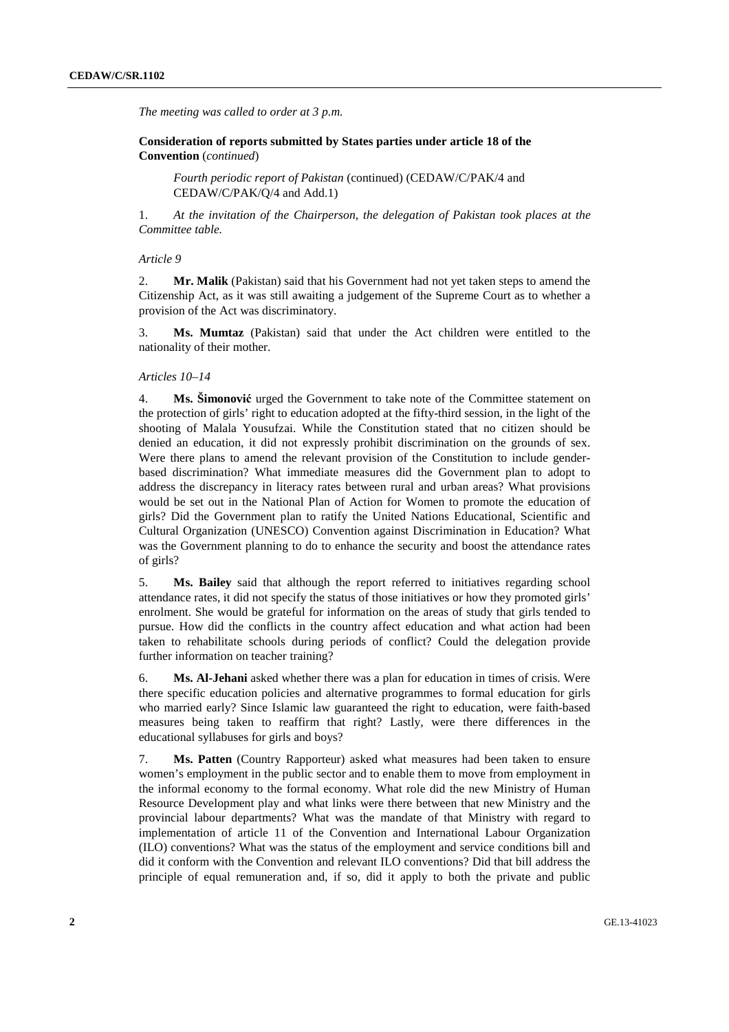*The meeting was called to order at 3 p.m.*

**Consideration of reports submitted by States parties under article 18 of the Convention** (*continued*)

*Fourth periodic report of Pakistan* (continued) (CEDAW/C/PAK/4 and CEDAW/C/PAK/Q/4 and Add.1)

1. *At the invitation of the Chairperson, the delegation of Pakistan took places at the Committee table.*

*Article 9*

2. **Mr. Malik** (Pakistan) said that his Government had not yet taken steps to amend the Citizenship Act, as it was still awaiting a judgement of the Supreme Court as to whether a provision of the Act was discriminatory.

3. **Ms. Mumtaz** (Pakistan) said that under the Act children were entitled to the nationality of their mother.

*Articles 10–14*

4. **Ms. Šimonović** urged the Government to take note of the Committee statement on the protection of girls' right to education adopted at the fifty-third session, in the light of the shooting of Malala Yousufzai. While the Constitution stated that no citizen should be denied an education, it did not expressly prohibit discrimination on the grounds of sex. Were there plans to amend the relevant provision of the Constitution to include gender-based discrimination? What immediate measures did the Government plan to adopt to address the discrepancy in literacy rates between rural and urban areas? What provisions would be set out in the National Plan of Action for Women to promote the education of girls? Did the Government plan to ratify the United Nations Educational, Scientific and Cultural Organization (UNESCO) Convention against Discrimination in Education? What was the Government planning to do to enhance the security and boost the attendance rates of girls?

5. **Ms. Bailey** said that although the report referred to initiatives regarding school attendance rates, it did not specify the status of those initiatives or how they promoted girls' enrolment. She would be grateful for information on the areas of study that girls tended to pursue. How did the conflicts in the country affect education and what action had been taken to rehabilitate schools during periods of conflict? Could the delegation provide further information on teacher training?

6. **Ms. Al-Jehani** asked whether there was a plan for education in times of crisis. Were there specific education policies and alternative programmes to formal education for girls who married early? Since Islamic law guaranteed the right to education, were faith-based measures being taken to reaffirm that right? Lastly, were there differences in the educational syllabuses for girls and boys?

7. **Ms. Patten** (Country Rapporteur) asked what measures had been taken to ensure women's employment in the public sector and to enable them to move from employment in the informal economy to the formal economy. What role did the new Ministry of Human Resource Development play and what links were there between that new Ministry and the provincial labour departments? What was the mandate of that Ministry with regard to implementation of article 11 of the Convention and International Labour Organization (ILO) conventions? What was the status of the employment and service conditions bill and did it conform with the Convention and relevant ILO conventions? Did that bill address the principle of equal remuneration and, if so, did it apply to both the private and public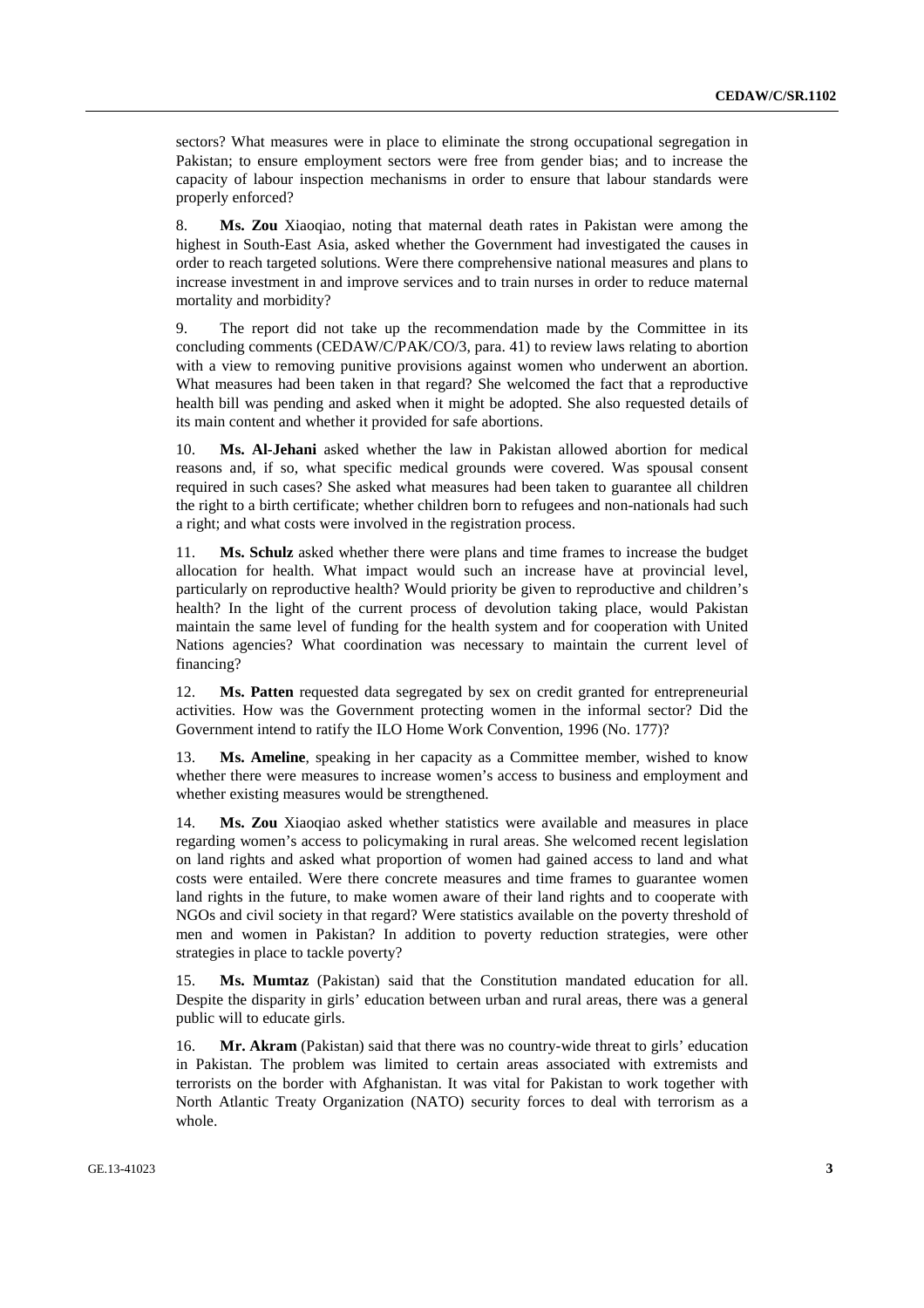sectors? What measures were in place to eliminate the strong occupational segregation in Pakistan; to ensure employment sectors were free from gender bias; and to increase the capacity of labour inspection mechanisms in order to ensure that labour standards were properly enforced?

8. **Ms. Zou** Xiaoqiao, noting that maternal death rates in Pakistan were among the highest in South-East Asia, asked whether the Government had investigated the causes in order to reach targeted solutions. Were there comprehensive national measures and plans to increase investment in and improve services and to train nurses in order to reduce maternal mortality and morbidity?

9. The report did not take up the recommendation made by the Committee in its concluding comments (CEDAW/C/PAK/CO/3, para. 41) to review laws relating to abortion with a view to removing punitive provisions against women who underwent an abortion. What measures had been taken in that regard? She welcomed the fact that a reproductive health bill was pending and asked when it might be adopted. She also requested details of its main content and whether it provided for safe abortions.

10. **Ms. Al-Jehani** asked whether the law in Pakistan allowed abortion for medical reasons and, if so, what specific medical grounds were covered. Was spousal consent required in such cases? She asked what measures had been taken to guarantee all children the right to a birth certificate; whether children born to refugees and non-nationals had such a right; and what costs were involved in the registration process.

11. **Ms. Schulz** asked whether there were plans and time frames to increase the budget allocation for health. What impact would such an increase have at provincial level, particularly on reproductive health? Would priority be given to reproductive and children's health? In the light of the current process of devolution taking place, would Pakistan maintain the same level of funding for the health system and for cooperation with United Nations agencies? What coordination was necessary to maintain the current level of financing?

12. **Ms. Patten** requested data segregated by sex on credit granted for entrepreneurial activities. How was the Government protecting women in the informal sector? Did the Government intend to ratify the ILO Home Work Convention, 1996 (No. 177)?

13. **Ms. Ameline**, speaking in her capacity as a Committee member, wished to know whether there were measures to increase women's access to business and employment and whether existing measures would be strengthened.

14. **Ms. Zou** Xiaoqiao asked whether statistics were available and measures in place regarding women's access to policymaking in rural areas. She welcomed recent legislation on land rights and asked what proportion of women had gained access to land and what costs were entailed. Were there concrete measures and time frames to guarantee women land rights in the future, to make women aware of their land rights and to cooperate with NGOs and civil society in that regard? Were statistics available on the poverty threshold of men and women in Pakistan? In addition to poverty reduction strategies, were other strategies in place to tackle poverty?

15. **Ms. Mumtaz** (Pakistan) said that the Constitution mandated education for all. Despite the disparity in girls' education between urban and rural areas, there was a general public will to educate girls.

16. **Mr. Akram** (Pakistan) said that there was no country-wide threat to girls' education in Pakistan. The problem was limited to certain areas associated with extremists and terrorists on the border with Afghanistan. It was vital for Pakistan to work together with North Atlantic Treaty Organization (NATO) security forces to deal with terrorism as a whole.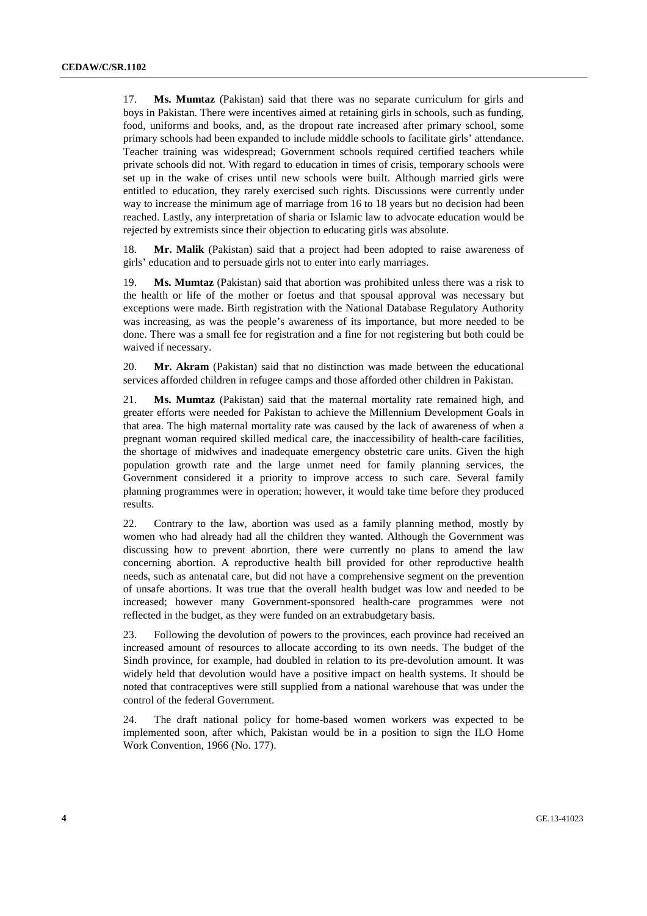17. **Ms. Mumtaz** (Pakistan) said that there was no separate curriculum for girls and boys in Pakistan. There were incentives aimed at retaining girls in schools, such as funding, food, uniforms and books, and, as the dropout rate increased after primary school, some primary schools had been expanded to include middle schools to facilitate girls' attendance. Teacher training was widespread; Government schools required certified teachers while private schools did not. With regard to education in times of crisis, temporary schools were set up in the wake of crises until new schools were built. Although married girls were entitled to education, they rarely exercised such rights. Discussions were currently under way to increase the minimum age of marriage from 16 to 18 years but no decision had been reached. Lastly, any interpretation of sharia or Islamic law to advocate education would be rejected by extremists since their objection to educating girls was absolute.

18. **Mr. Malik** (Pakistan) said that a project had been adopted to raise awareness of girls' education and to persuade girls not to enter into early marriages.

19. **Ms. Mumtaz** (Pakistan) said that abortion was prohibited unless there was a risk to the health or life of the mother or foetus and that spousal approval was necessary but exceptions were made. Birth registration with the National Database Regulatory Authority was increasing, as was the people's awareness of its importance, but more needed to be done. There was a small fee for registration and a fine for not registering but both could be waived if necessary.

20. **Mr. Akram** (Pakistan) said that no distinction was made between the educational services afforded children in refugee camps and those afforded other children in Pakistan.

21. **Ms. Mumtaz** (Pakistan) said that the maternal mortality rate remained high, and greater efforts were needed for Pakistan to achieve the Millennium Development Goals in that area. The high maternal mortality rate was caused by the lack of awareness of when a pregnant woman required skilled medical care, the inaccessibility of health-care facilities, the shortage of midwives and inadequate emergency obstetric care units. Given the high population growth rate and the large unmet need for family planning services, the Government considered it a priority to improve access to such care. Several family planning programmes were in operation; however, it would take time before they produced results.

22. Contrary to the law, abortion was used as a family planning method, mostly by women who had already had all the children they wanted. Although the Government was discussing how to prevent abortion, there were currently no plans to amend the law concerning abortion. A reproductive health bill provided for other reproductive health needs, such as antenatal care, but did not have a comprehensive segment on the prevention of unsafe abortions. It was true that the overall health budget was low and needed to be increased; however many Government-sponsored health-care programmes were not reflected in the budget, as they were funded on an extrabudgetary basis.

23. Following the devolution of powers to the provinces, each province had received an increased amount of resources to allocate according to its own needs. The budget of the Sindh province, for example, had doubled in relation to its pre-devolution amount. It was widely held that devolution would have a positive impact on health systems. It should be noted that contraceptives were still supplied from a national warehouse that was under the control of the federal Government.

24. The draft national policy for home-based women workers was expected to be implemented soon, after which, Pakistan would be in a position to sign the ILO Home Work Convention, 1966 (No. 177).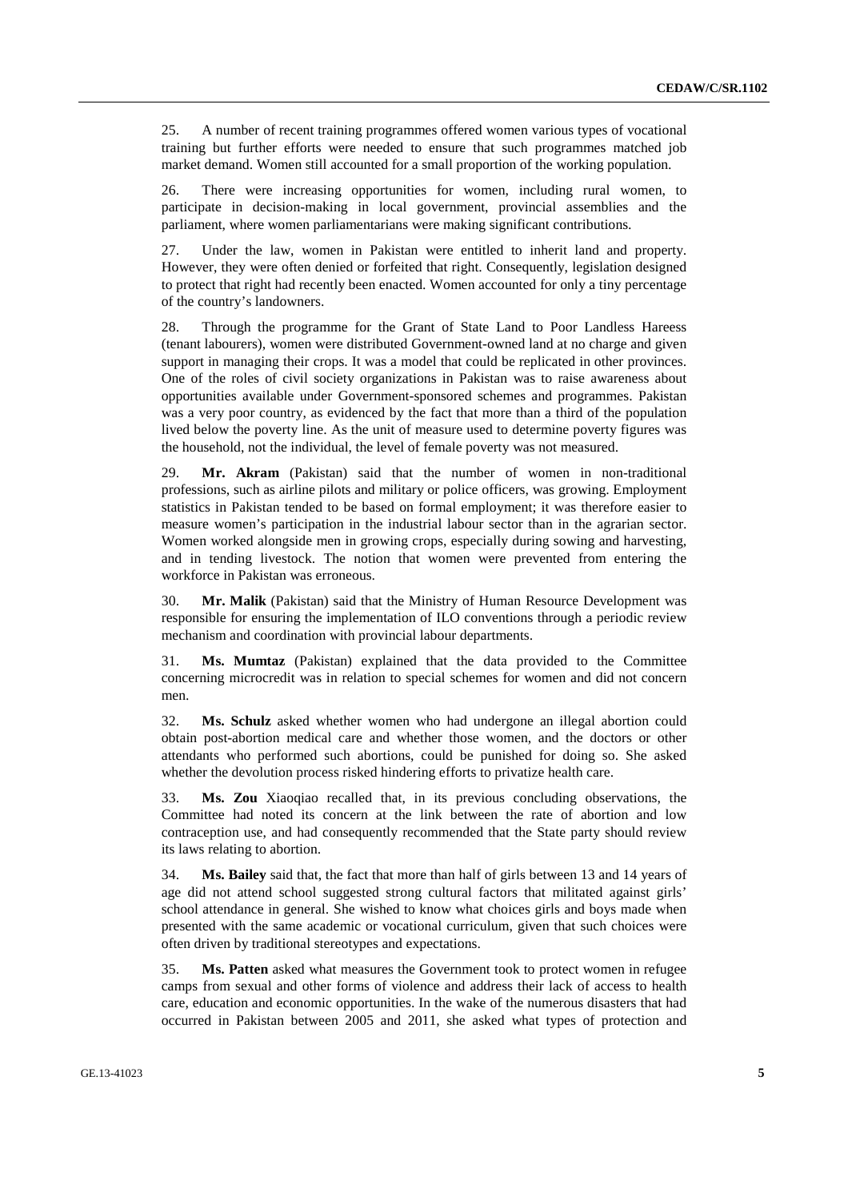25. A number of recent training programmes offered women various types of vocational training but further efforts were needed to ensure that such programmes matched job market demand. Women still accounted for a small proportion of the working population.

26. There were increasing opportunities for women, including rural women, to participate in decision-making in local government, provincial assemblies and the parliament, where women parliamentarians were making significant contributions.

27. Under the law, women in Pakistan were entitled to inherit land and property. However, they were often denied or forfeited that right. Consequently, legislation designed to protect that right had recently been enacted. Women accounted for only a tiny percentage of the country's landowners.

28. Through the programme for the Grant of State Land to Poor Landless Hareess (tenant labourers), women were distributed Government-owned land at no charge and given support in managing their crops. It was a model that could be replicated in other provinces. One of the roles of civil society organizations in Pakistan was to raise awareness about opportunities available under Government-sponsored schemes and programmes. Pakistan was a very poor country, as evidenced by the fact that more than a third of the population lived below the poverty line. As the unit of measure used to determine poverty figures was the household, not the individual, the level of female poverty was not measured.

29. **Mr. Akram** (Pakistan) said that the number of women in non-traditional professions, such as airline pilots and military or police officers, was growing. Employment statistics in Pakistan tended to be based on formal employment; it was therefore easier to measure women's participation in the industrial labour sector than in the agrarian sector. Women worked alongside men in growing crops, especially during sowing and harvesting, and in tending livestock. The notion that women were prevented from entering the workforce in Pakistan was erroneous.

30. **Mr. Malik** (Pakistan) said that the Ministry of Human Resource Development was responsible for ensuring the implementation of ILO conventions through a periodic review mechanism and coordination with provincial labour departments.

31. **Ms. Mumtaz** (Pakistan) explained that the data provided to the Committee concerning microcredit was in relation to special schemes for women and did not concern men.

32. **Ms. Schulz** asked whether women who had undergone an illegal abortion could obtain post-abortion medical care and whether those women, and the doctors or other attendants who performed such abortions, could be punished for doing so. She asked whether the devolution process risked hindering efforts to privatize health care.

33. **Ms. Zou** Xiaoqiao recalled that, in its previous concluding observations, the Committee had noted its concern at the link between the rate of abortion and low contraception use, and had consequently recommended that the State party should review its laws relating to abortion.

34. **Ms. Bailey** said that, the fact that more than half of girls between 13 and 14 years of age did not attend school suggested strong cultural factors that militated against girls' school attendance in general. She wished to know what choices girls and boys made when presented with the same academic or vocational curriculum, given that such choices were often driven by traditional stereotypes and expectations.

35. **Ms. Patten** asked what measures the Government took to protect women in refugee camps from sexual and other forms of violence and address their lack of access to health care, education and economic opportunities. In the wake of the numerous disasters that had occurred in Pakistan between 2005 and 2011, she asked what types of protection and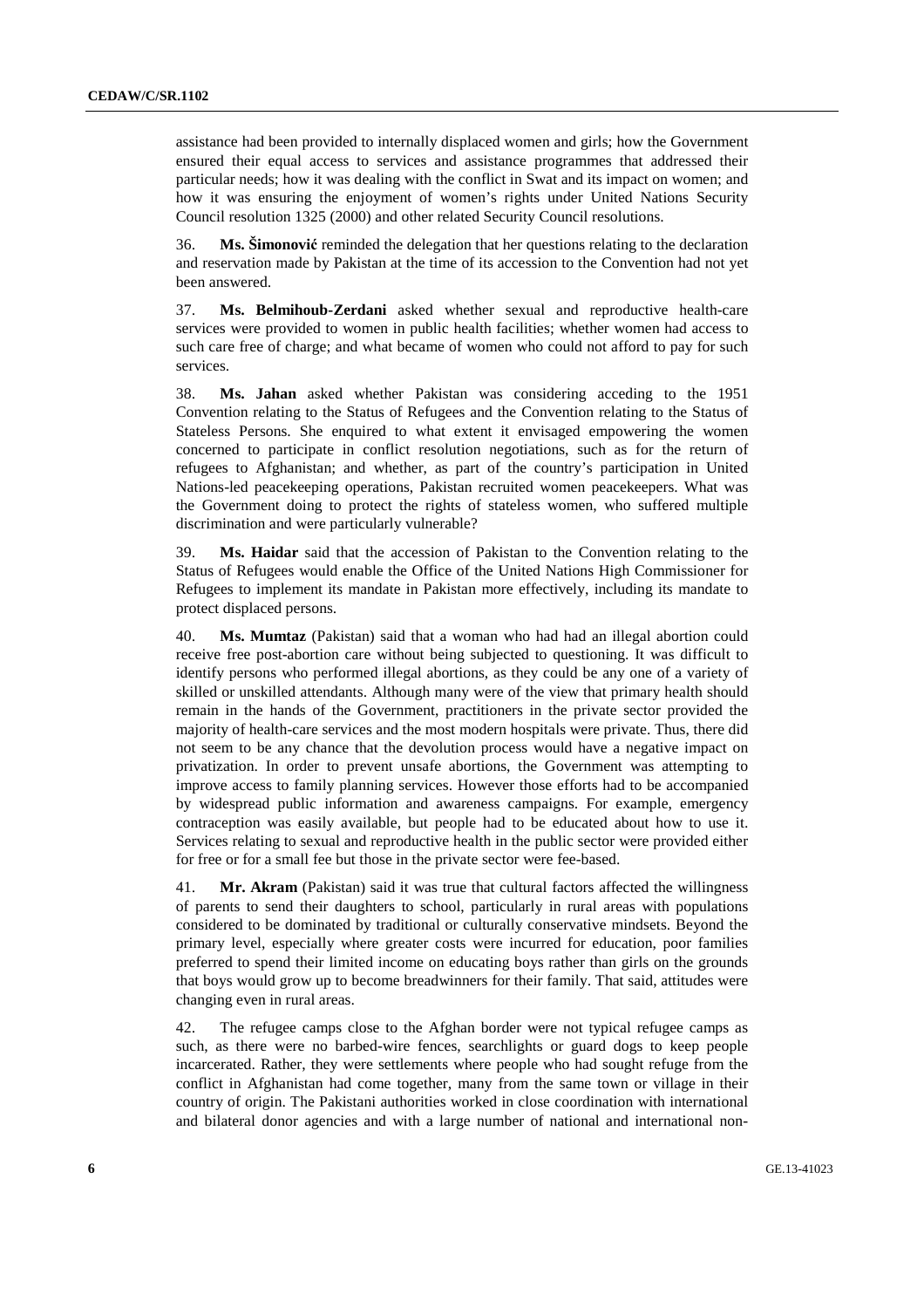assistance had been provided to internally displaced women and girls; how the Government ensured their equal access to services and assistance programmes that addressed their particular needs; how it was dealing with the conflict in Swat and its impact on women; and how it was ensuring the enjoyment of women's rights under United Nations Security Council resolution 1325 (2000) and other related Security Council resolutions.

36. **Ms. Šimonović** reminded the delegation that her questions relating to the declaration and reservation made by Pakistan at the time of its accession to the Convention had not yet been answered.

37. **Ms. Belmihoub-Zerdani** asked whether sexual and reproductive health-care services were provided to women in public health facilities; whether women had access to such care free of charge; and what became of women who could not afford to pay for such services.

38. **Ms. Jahan** asked whether Pakistan was considering acceding to the 1951 Convention relating to the Status of Refugees and the Convention relating to the Status of Stateless Persons. She enquired to what extent it envisaged empowering the women concerned to participate in conflict resolution negotiations, such as for the return of refugees to Afghanistan; and whether, as part of the country's participation in United Nations-led peacekeeping operations, Pakistan recruited women peacekeepers. What was the Government doing to protect the rights of stateless women, who suffered multiple discrimination and were particularly vulnerable?

39. **Ms. Haidar** said that the accession of Pakistan to the Convention relating to the Status of Refugees would enable the Office of the United Nations High Commissioner for Refugees to implement its mandate in Pakistan more effectively, including its mandate to protect displaced persons.

40. **Ms. Mumtaz** (Pakistan) said that a woman who had had an illegal abortion could receive free post-abortion care without being subjected to questioning. It was difficult to identify persons who performed illegal abortions, as they could be any one of a variety of skilled or unskilled attendants. Although many were of the view that primary health should remain in the hands of the Government, practitioners in the private sector provided the majority of health-care services and the most modern hospitals were private. Thus, there did not seem to be any chance that the devolution process would have a negative impact on privatization. In order to prevent unsafe abortions, the Government was attempting to improve access to family planning services. However those efforts had to be accompanied by widespread public information and awareness campaigns. For example, emergency contraception was easily available, but people had to be educated about how to use it. Services relating to sexual and reproductive health in the public sector were provided either for free or for a small fee but those in the private sector were fee-based.

41. **Mr. Akram** (Pakistan) said it was true that cultural factors affected the willingness of parents to send their daughters to school, particularly in rural areas with populations considered to be dominated by traditional or culturally conservative mindsets. Beyond the primary level, especially where greater costs were incurred for education, poor families preferred to spend their limited income on educating boys rather than girls on the grounds that boys would grow up to become breadwinners for their family. That said, attitudes were changing even in rural areas.

42. The refugee camps close to the Afghan border were not typical refugee camps as such, as there were no barbed-wire fences, searchlights or guard dogs to keep people incarcerated. Rather, they were settlements where people who had sought refuge from the conflict in Afghanistan had come together, many from the same town or village in their country of origin. The Pakistani authorities worked in close coordination with international and bilateral donor agencies and with a large number of national and international non-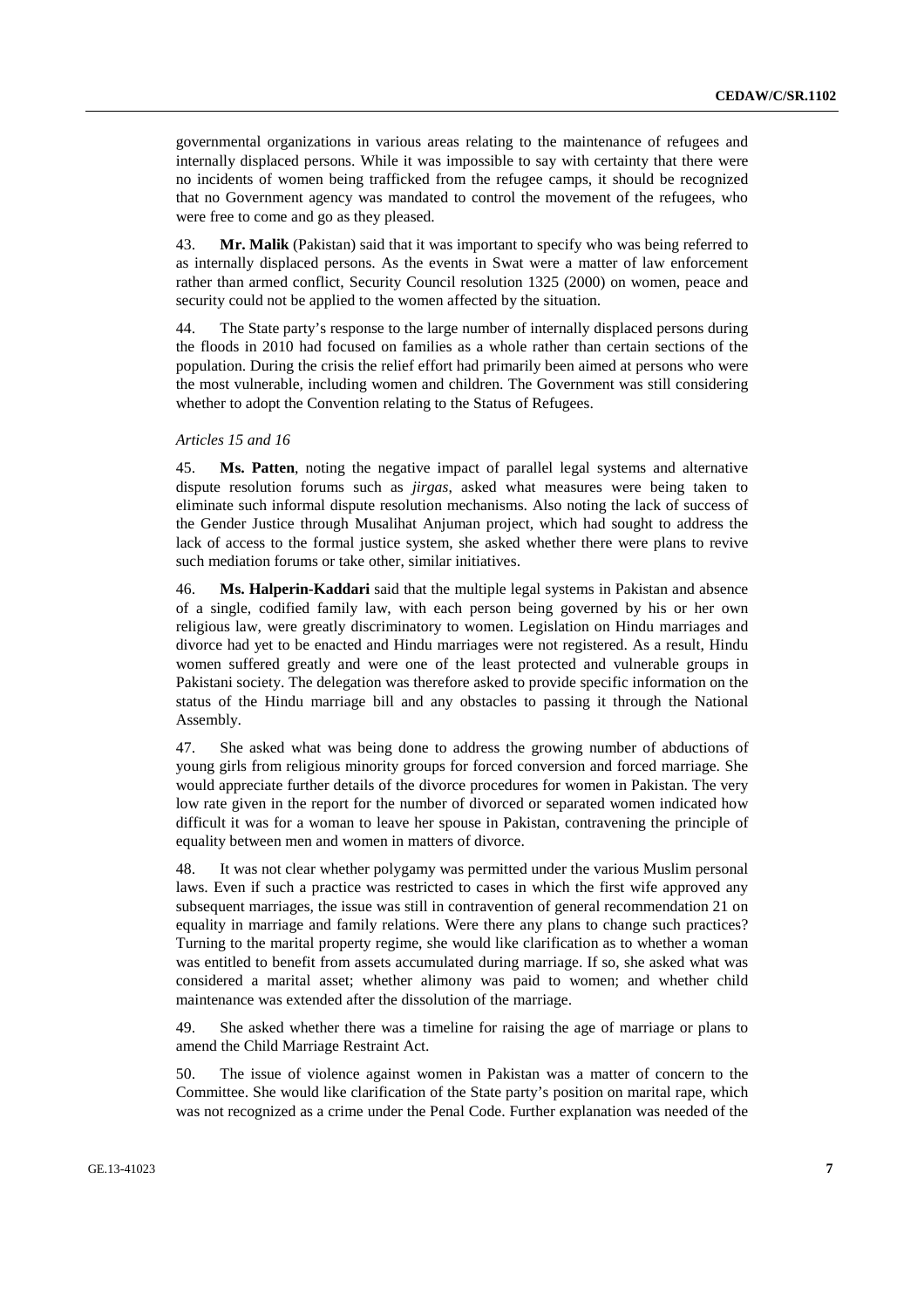governmental organizations in various areas relating to the maintenance of refugees and internally displaced persons. While it was impossible to say with certainty that there were no incidents of women being trafficked from the refugee camps, it should be recognized that no Government agency was mandated to control the movement of the refugees, who were free to come and go as they pleased.

43. **Mr. Malik** (Pakistan) said that it was important to specify who was being referred to as internally displaced persons. As the events in Swat were a matter of law enforcement rather than armed conflict, Security Council resolution 1325 (2000) on women, peace and security could not be applied to the women affected by the situation.

44. The State party's response to the large number of internally displaced persons during the floods in 2010 had focused on families as a whole rather than certain sections of the population. During the crisis the relief effort had primarily been aimed at persons who were the most vulnerable, including women and children. The Government was still considering whether to adopt the Convention relating to the Status of Refugees.

*Articles 15 and 16*

45. **Ms. Patten**, noting the negative impact of parallel legal systems and alternative dispute resolution forums such as *jirgas*, asked what measures were being taken to eliminate such informal dispute resolution mechanisms. Also noting the lack of success of the Gender Justice through Musalihat Anjuman project, which had sought to address the lack of access to the formal justice system, she asked whether there were plans to revive such mediation forums or take other, similar initiatives.

46. **Ms. Halperin-Kaddari** said that the multiple legal systems in Pakistan and absence of a single, codified family law, with each person being governed by his or her own religious law, were greatly discriminatory to women. Legislation on Hindu marriages and divorce had yet to be enacted and Hindu marriages were not registered. As a result, Hindu women suffered greatly and were one of the least protected and vulnerable groups in Pakistani society. The delegation was therefore asked to provide specific information on the status of the Hindu marriage bill and any obstacles to passing it through the National Assembly.

47. She asked what was being done to address the growing number of abductions of young girls from religious minority groups for forced conversion and forced marriage. She would appreciate further details of the divorce procedures for women in Pakistan. The very low rate given in the report for the number of divorced or separated women indicated how difficult it was for a woman to leave her spouse in Pakistan, contravening the principle of equality between men and women in matters of divorce.

48. It was not clear whether polygamy was permitted under the various Muslim personal laws. Even if such a practice was restricted to cases in which the first wife approved any subsequent marriages, the issue was still in contravention of general recommendation 21 on equality in marriage and family relations. Were there any plans to change such practices? Turning to the marital property regime, she would like clarification as to whether a woman was entitled to benefit from assets accumulated during marriage. If so, she asked what was considered a marital asset; whether alimony was paid to women; and whether child maintenance was extended after the dissolution of the marriage.

49. She asked whether there was a timeline for raising the age of marriage or plans to amend the Child Marriage Restraint Act.

50. The issue of violence against women in Pakistan was a matter of concern to the Committee. She would like clarification of the State party's position on marital rape, which was not recognized as a crime under the Penal Code. Further explanation was needed of the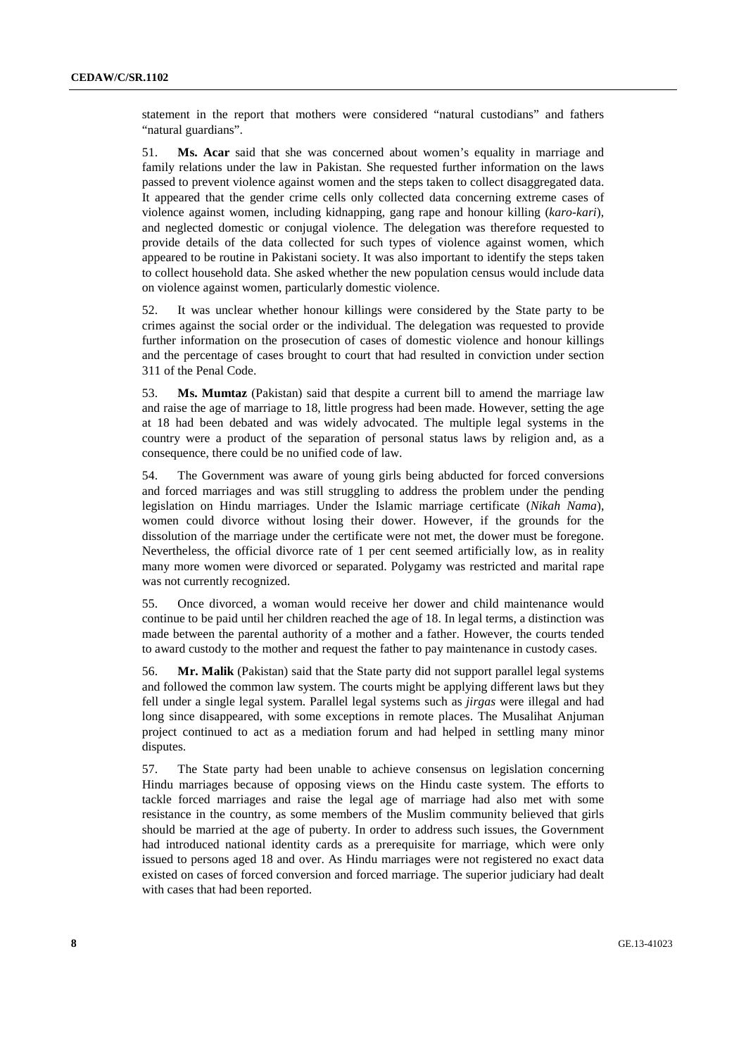statement in the report that mothers were considered "natural custodians" and fathers "natural guardians".

51. **Ms. Acar** said that she was concerned about women's equality in marriage and family relations under the law in Pakistan. She requested further information on the laws passed to prevent violence against women and the steps taken to collect disaggregated data. It appeared that the gender crime cells only collected data concerning extreme cases of violence against women, including kidnapping, gang rape and honour killing (*karo-kari*), and neglected domestic or conjugal violence. The delegation was therefore requested to provide details of the data collected for such types of violence against women, which appeared to be routine in Pakistani society. It was also important to identify the steps taken to collect household data. She asked whether the new population census would include data on violence against women, particularly domestic violence.

52. It was unclear whether honour killings were considered by the State party to be crimes against the social order or the individual. The delegation was requested to provide further information on the prosecution of cases of domestic violence and honour killings and the percentage of cases brought to court that had resulted in conviction under section 311 of the Penal Code.

53. **Ms. Mumtaz** (Pakistan) said that despite a current bill to amend the marriage law and raise the age of marriage to 18, little progress had been made. However, setting the age at 18 had been debated and was widely advocated. The multiple legal systems in the country were a product of the separation of personal status laws by religion and, as a consequence, there could be no unified code of law.

54. The Government was aware of young girls being abducted for forced conversions and forced marriages and was still struggling to address the problem under the pending legislation on Hindu marriages. Under the Islamic marriage certificate (*Nikah Nama*), women could divorce without losing their dower. However, if the grounds for the dissolution of the marriage under the certificate were not met, the dower must be foregone. Nevertheless, the official divorce rate of 1 per cent seemed artificially low, as in reality many more women were divorced or separated. Polygamy was restricted and marital rape was not currently recognized.

55. Once divorced, a woman would receive her dower and child maintenance would continue to be paid until her children reached the age of 18. In legal terms, a distinction was made between the parental authority of a mother and a father. However, the courts tended to award custody to the mother and request the father to pay maintenance in custody cases.

56. **Mr. Malik** (Pakistan) said that the State party did not support parallel legal systems and followed the common law system. The courts might be applying different laws but they fell under a single legal system. Parallel legal systems such as *jirgas* were illegal and had long since disappeared, with some exceptions in remote places. The Musalihat Anjuman project continued to act as a mediation forum and had helped in settling many minor disputes.

57. The State party had been unable to achieve consensus on legislation concerning Hindu marriages because of opposing views on the Hindu caste system. The efforts to tackle forced marriages and raise the legal age of marriage had also met with some resistance in the country, as some members of the Muslim community believed that girls should be married at the age of puberty. In order to address such issues, the Government had introduced national identity cards as a prerequisite for marriage, which were only issued to persons aged 18 and over. As Hindu marriages were not registered no exact data existed on cases of forced conversion and forced marriage. The superior judiciary had dealt with cases that had been reported.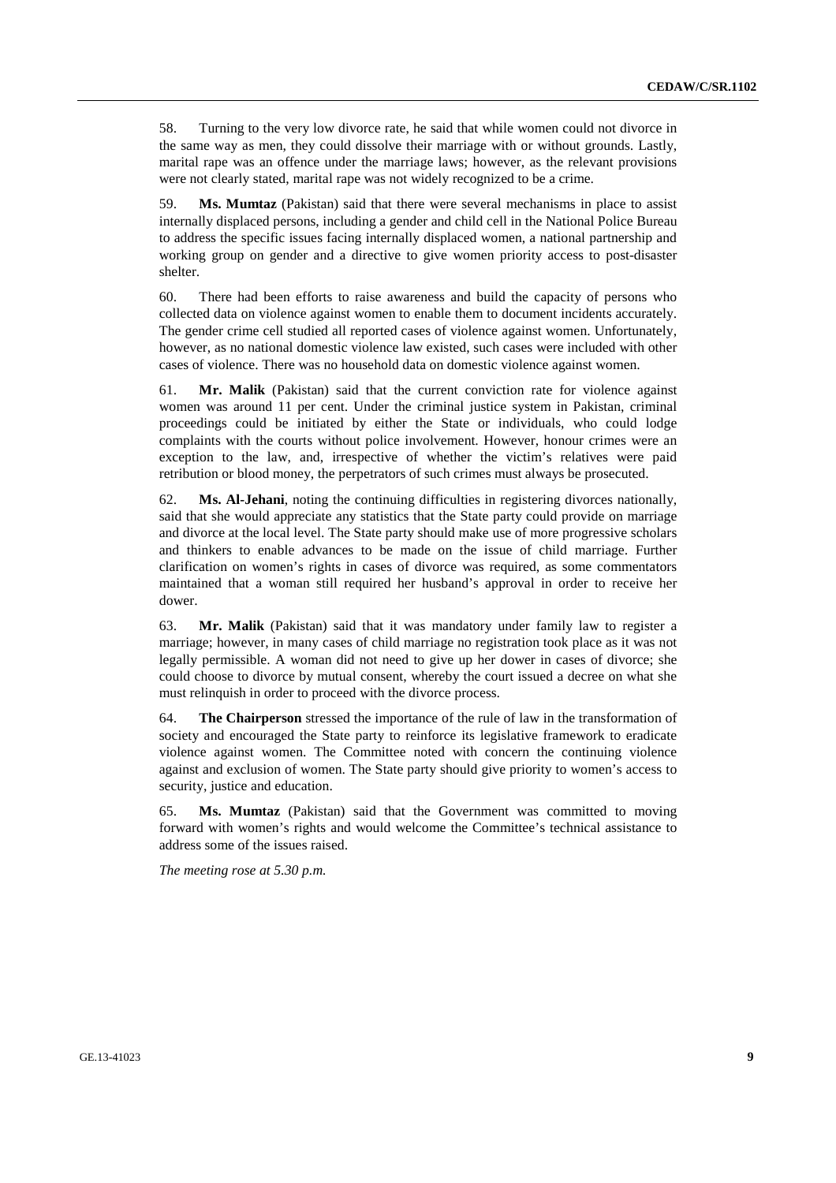58. Turning to the very low divorce rate, he said that while women could not divorce in the same way as men, they could dissolve their marriage with or without grounds. Lastly, marital rape was an offence under the marriage laws; however, as the relevant provisions were not clearly stated, marital rape was not widely recognized to be a crime.

59. **Ms. Mumtaz** (Pakistan) said that there were several mechanisms in place to assist internally displaced persons, including a gender and child cell in the National Police Bureau to address the specific issues facing internally displaced women, a national partnership and working group on gender and a directive to give women priority access to post-disaster shelter.

60. There had been efforts to raise awareness and build the capacity of persons who collected data on violence against women to enable them to document incidents accurately. The gender crime cell studied all reported cases of violence against women. Unfortunately, however, as no national domestic violence law existed, such cases were included with other cases of violence. There was no household data on domestic violence against women.

61. **Mr. Malik** (Pakistan) said that the current conviction rate for violence against women was around 11 per cent. Under the criminal justice system in Pakistan, criminal proceedings could be initiated by either the State or individuals, who could lodge complaints with the courts without police involvement. However, honour crimes were an exception to the law, and, irrespective of whether the victim's relatives were paid retribution or blood money, the perpetrators of such crimes must always be prosecuted.

62. **Ms. Al-Jehani**, noting the continuing difficulties in registering divorces nationally, said that she would appreciate any statistics that the State party could provide on marriage and divorce at the local level. The State party should make use of more progressive scholars and thinkers to enable advances to be made on the issue of child marriage. Further clarification on women's rights in cases of divorce was required, as some commentators maintained that a woman still required her husband's approval in order to receive her dower.

63. **Mr. Malik** (Pakistan) said that it was mandatory under family law to register a marriage; however, in many cases of child marriage no registration took place as it was not legally permissible. A woman did not need to give up her dower in cases of divorce; she could choose to divorce by mutual consent, whereby the court issued a decree on what she must relinquish in order to proceed with the divorce process.

64. **The Chairperson** stressed the importance of the rule of law in the transformation of society and encouraged the State party to reinforce its legislative framework to eradicate violence against women. The Committee noted with concern the continuing violence against and exclusion of women. The State party should give priority to women's access to security, justice and education.

65. **Ms. Mumtaz** (Pakistan) said that the Government was committed to moving forward with women's rights and would welcome the Committee's technical assistance to address some of the issues raised.

*The meeting rose at 5.30 p.m.*